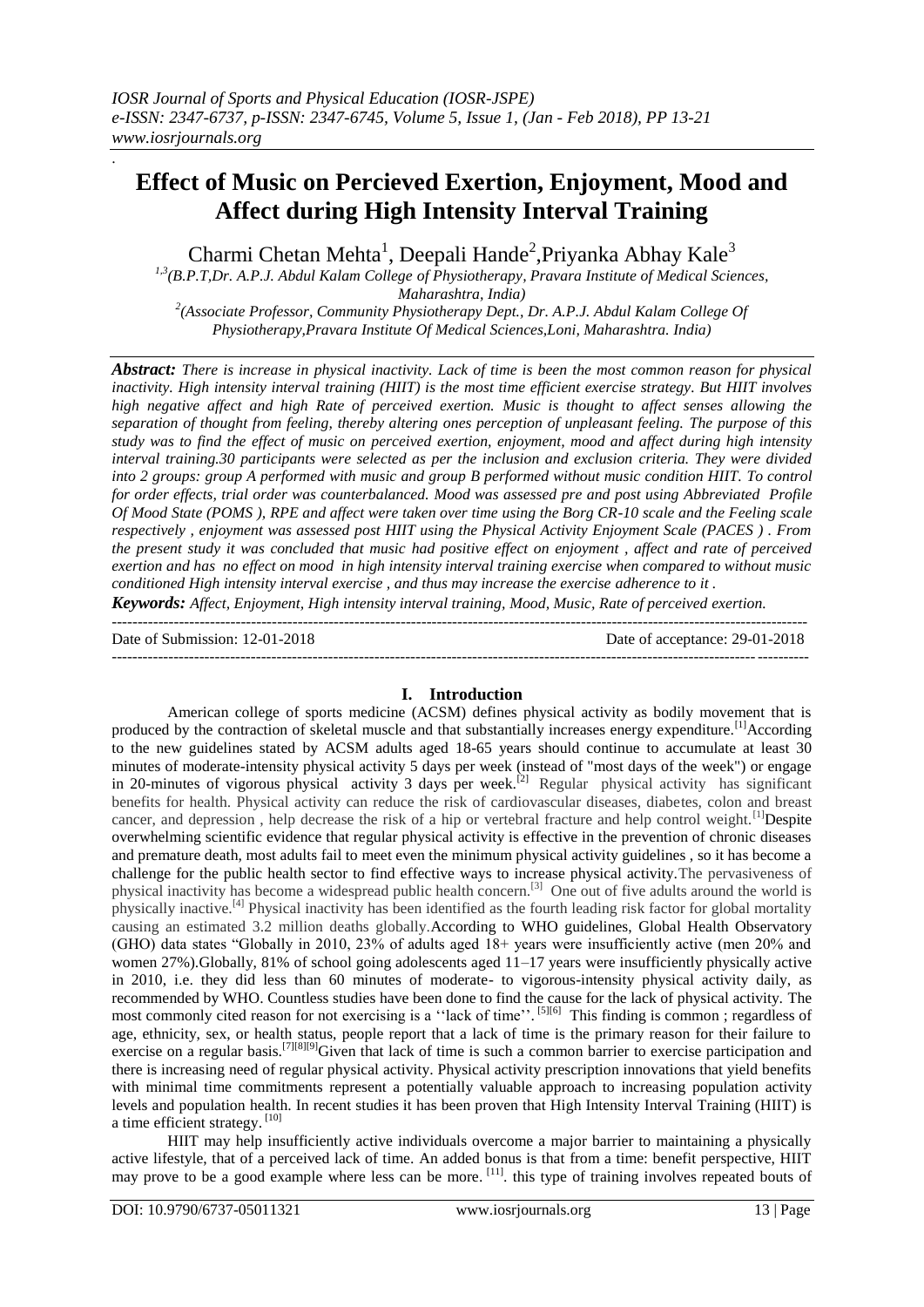# Effect of Music on Percieved Exertion, Enjoyment, Mood and Affect during High Intensity Interval Training

Charmi Chetan Mehta[1], Deepali Hande[2], Priyanka Abhay Kale[3]

[1,3](B.P.T, Dr. A.P.J. Abdul Kalam College of Physiotherapy, Pravara Institute of Medical Sciences, Maharashtra, India)

[2](Associate Professor, Community Physiotherapy Dept., Dr. A.P.J. Abdul Kalam College Of Physiotherapy, Pravara Institute Of Medical Sciences, Loni, Maharashtra. India)

***Abstract:*** *There is increase in physical inactivity. Lack of time is been the most common reason for physical inactivity. High intensity interval training (HIIT) is the most time efficient exercise strategy. But HIIT involves high negative affect and high Rate of perceived exertion. Music is thought to affect senses allowing the separation of thought from feeling, thereby altering ones perception of unpleasant feeling. The purpose of this study was to find the effect of music on perceived exertion, enjoyment, mood and affect during high intensity interval training.30 participants were selected as per the inclusion and exclusion criteria. They were divided into 2 groups: group A performed with music and group B performed without music condition HIIT. To control for order effects, trial order was counterbalanced. Mood was assessed pre and post using Abbreviated Profile Of Mood State (POMS ), RPE and affect were taken over time using the Borg CR-10 scale and the Feeling scale respectively , enjoyment was assessed post HIIT using the Physical Activity Enjoyment Scale (PACES ) . From the present study it was concluded that music had positive effect on enjoyment , affect and rate of perceived exertion and has no effect on mood in high intensity interval training exercise when compared to without music conditioned High intensity interval exercise , and thus may increase the exercise adherence to it .*

***Keywords:*** *Affect, Enjoyment, High intensity interval training, Mood, Music, Rate of perceived exertion.*

---

Date of Submission: 12-01-2018 | Date of acceptance: 29-01-2018

---

## I. Introduction

American college of sports medicine (ACSM) defines physical activity as bodily movement that is produced by the contraction of skeletal muscle and that substantially increases energy expenditure.[1] According to the new guidelines stated by ACSM adults aged 18-65 years should continue to accumulate at least 30 minutes of moderate-intensity physical activity 5 days per week (instead of "most days of the week") or engage in 20-minutes of vigorous physical activity 3 days per week.[2] Regular physical activity has significant benefits for health. Physical activity can reduce the risk of cardiovascular diseases, diabetes, colon and breast cancer, and depression , help decrease the risk of a hip or vertebral fracture and help control weight.[1] Despite overwhelming scientific evidence that regular physical activity is effective in the prevention of chronic diseases and premature death, most adults fail to meet even the minimum physical activity guidelines , so it has become a challenge for the public health sector to find effective ways to increase physical activity. The pervasiveness of physical inactivity has become a widespread public health concern.[3] One out of five adults around the world is physically inactive.[4] Physical inactivity has been identified as the fourth leading risk factor for global mortality causing an estimated 3.2 million deaths globally. According to WHO guidelines, Global Health Observatory (GHO) data states "Globally in 2010, 23% of adults aged 18+ years were insufficiently active (men 20% and women 27%). Globally, 81% of school going adolescents aged 11–17 years were insufficiently physically active in 2010, i.e. they did less than 60 minutes of moderate- to vigorous-intensity physical activity daily, as recommended by WHO. Countless studies have been done to find the cause for the lack of physical activity. The most commonly cited reason for not exercising is a ''lack of time''.[5][6] This finding is common ; regardless of age, ethnicity, sex, or health status, people report that a lack of time is the primary reason for their failure to exercise on a regular basis.[7][8][9] Given that lack of time is such a common barrier to exercise participation and there is increasing need of regular physical activity. Physical activity prescription innovations that yield benefits with minimal time commitments represent a potentially valuable approach to increasing population activity levels and population health. In recent studies it has been proven that High Intensity Interval Training (HIIT) is a time efficient strategy.[10]

HIIT may help insufficiently active individuals overcome a major barrier to maintaining a physically active lifestyle, that of a perceived lack of time. An added bonus is that from a time: benefit perspective, HIIT may prove to be a good example where less can be more.[11]. this type of training involves repeated bouts of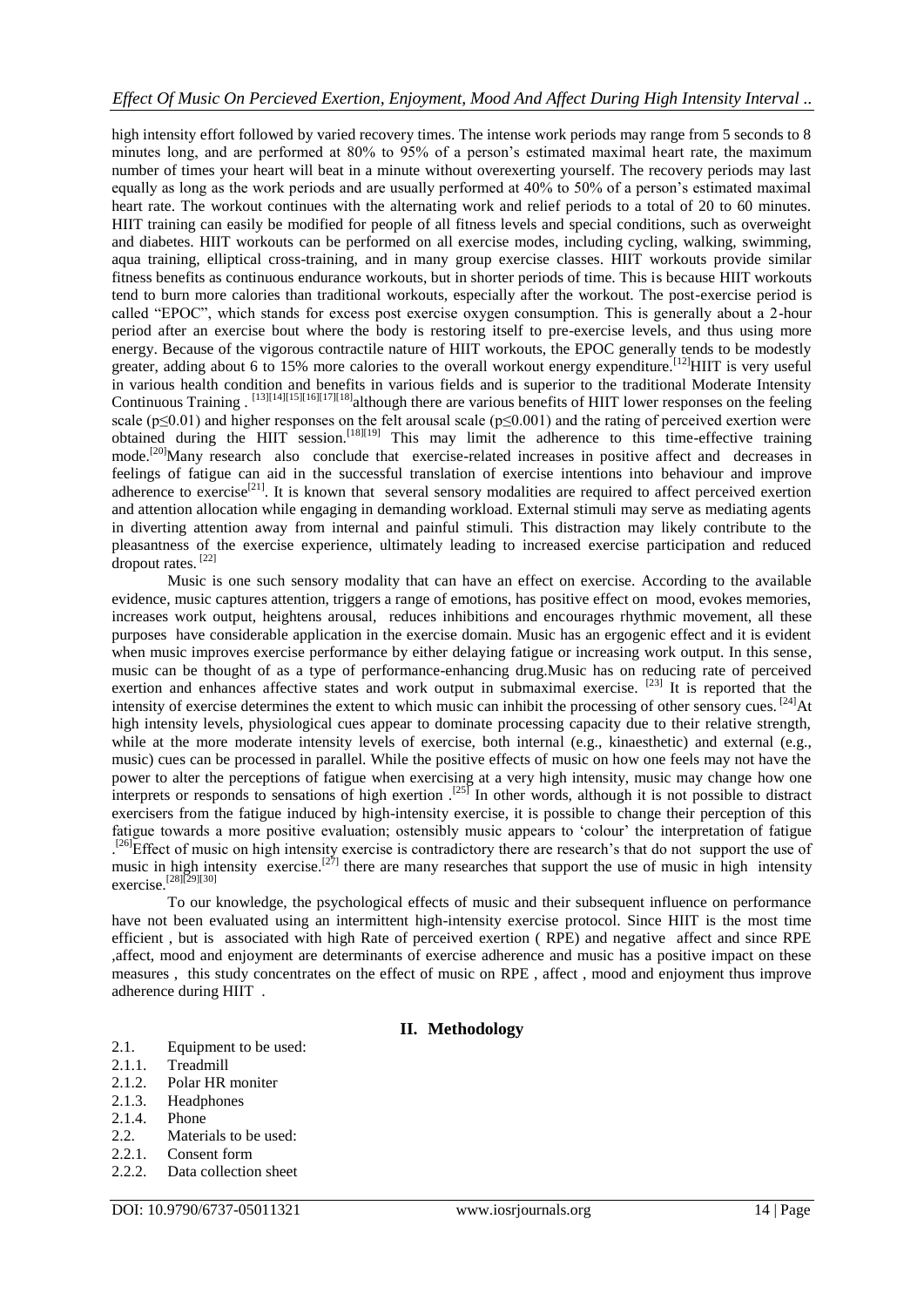high intensity effort followed by varied recovery times. The intense work periods may range from 5 seconds to 8 minutes long, and are performed at 80% to 95% of a person's estimated maximal heart rate, the maximum number of times your heart will beat in a minute without overexerting yourself. The recovery periods may last equally as long as the work periods and are usually performed at 40% to 50% of a person's estimated maximal heart rate. The workout continues with the alternating work and relief periods to a total of 20 to 60 minutes. HIIT training can easily be modified for people of all fitness levels and special conditions, such as overweight and diabetes. HIIT workouts can be performed on all exercise modes, including cycling, walking, swimming, aqua training, elliptical cross-training, and in many group exercise classes. HIIT workouts provide similar fitness benefits as continuous endurance workouts, but in shorter periods of time. This is because HIIT workouts tend to burn more calories than traditional workouts, especially after the workout. The post-exercise period is called "EPOC", which stands for excess post exercise oxygen consumption. This is generally about a 2-hour period after an exercise bout where the body is restoring itself to pre-exercise levels, and thus using more energy. Because of the vigorous contractile nature of HIIT workouts, the EPOC generally tends to be modestly greater, adding about 6 to 15% more calories to the overall workout energy expenditure.[12]HIIT is very useful in various health condition and benefits in various fields and is superior to the traditional Moderate Intensity Continuous Training . [13][14][15][16][17][18]although there are various benefits of HIIT lower responses on the feeling scale ($p \leq 0.01$) and higher responses on the felt arousal scale ($p \leq 0.001$) and the rating of perceived exertion were obtained during the HIIT session.[18][19] This may limit the adherence to this time-effective training mode.[20]Many research also conclude that exercise-related increases in positive affect and decreases in feelings of fatigue can aid in the successful translation of exercise intentions into behaviour and improve adherence to exercise[21]. It is known that several sensory modalities are required to affect perceived exertion and attention allocation while engaging in demanding workload. External stimuli may serve as mediating agents in diverting attention away from internal and painful stimuli. This distraction may likely contribute to the pleasantness of the exercise experience, ultimately leading to increased exercise participation and reduced dropout rates. [22]

Music is one such sensory modality that can have an effect on exercise. According to the available evidence, music captures attention, triggers a range of emotions, has positive effect on mood, evokes memories, increases work output, heightens arousal, reduces inhibitions and encourages rhythmic movement, all these purposes have considerable application in the exercise domain. Music has an ergogenic effect and it is evident when music improves exercise performance by either delaying fatigue or increasing work output. In this sense, music can be thought of as a type of performance-enhancing drug.Music has on reducing rate of perceived exertion and enhances affective states and work output in submaximal exercise. [23] It is reported that the intensity of exercise determines the extent to which music can inhibit the processing of other sensory cues. [24]At high intensity levels, physiological cues appear to dominate processing capacity due to their relative strength, while at the more moderate intensity levels of exercise, both internal (e.g., kinaesthetic) and external (e.g., music) cues can be processed in parallel. While the positive effects of music on how one feels may not have the power to alter the perceptions of fatigue when exercising at a very high intensity, music may change how one interprets or responds to sensations of high exertion .[25] In other words, although it is not possible to distract exercisers from the fatigue induced by high-intensity exercise, it is possible to change their perception of this fatigue towards a more positive evaluation; ostensibly music appears to 'colour' the interpretation of fatigue .[26]Effect of music on high intensity exercise is contradictory there are research's that do not support the use of music in high intensity exercise.[27] there are many researches that support the use of music in high intensity exercise.[28][29][30]

To our knowledge, the psychological effects of music and their subsequent influence on performance have not been evaluated using an intermittent high-intensity exercise protocol. Since HIIT is the most time efficient , but is associated with high Rate of perceived exertion ( RPE) and negative affect and since RPE ,affect, mood and enjoyment are determinants of exercise adherence and music has a positive impact on these measures , this study concentrates on the effect of music on RPE , affect , mood and enjoyment thus improve adherence during HIIT .

## II. Methodology

2.1. Equipment to be used:

2.1.1. Treadmill

2.1.2. Polar HR moniter

2.1.3. Headphones

2.1.4. Phone

2.2. Materials to be used:

2.2.1. Consent form

2.2.2. Data collection sheet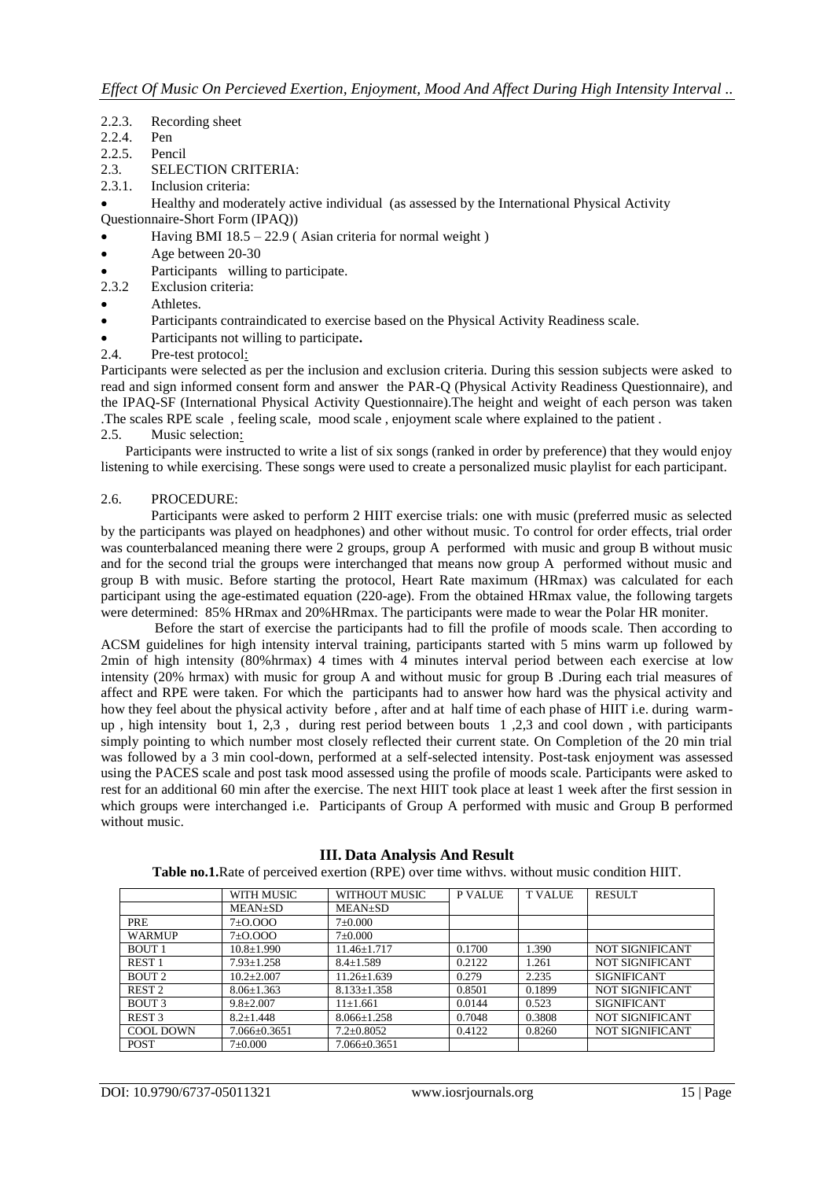2.2.3. Recording sheet

2.2.4. Pen

2.2.5. Pencil

2.3. SELECTION CRITERIA:

2.3.1. Inclusion criteria:

- Healthy and moderately active individual (as assessed by the International Physical Activity Questionnaire-Short Form (IPAQ))
- Having BMI 18.5 – 22.9 ( Asian criteria for normal weight )
- Age between 20-30
- Participants willing to participate.

2.3.2 Exclusion criteria:

- Athletes.
- Participants contraindicated to exercise based on the Physical Activity Readiness scale.
- Participants not willing to participate**.**

2.4. Pre-test protocol:

Participants were selected as per the inclusion and exclusion criteria. During this session subjects were asked to read and sign informed consent form and answer the PAR-Q (Physical Activity Readiness Questionnaire), and the IPAQ-SF (International Physical Activity Questionnaire).The height and weight of each person was taken .The scales RPE scale , feeling scale, mood scale , enjoyment scale where explained to the patient .

2.5. Music selection:

Participants were instructed to write a list of six songs (ranked in order by preference) that they would enjoy listening to while exercising. These songs were used to create a personalized music playlist for each participant.

2.6. PROCEDURE:

Participants were asked to perform 2 HIIT exercise trials: one with music (preferred music as selected by the participants was played on headphones) and other without music. To control for order effects, trial order was counterbalanced meaning there were 2 groups, group A performed with music and group B without music and for the second trial the groups were interchanged that means now group A performed without music and group B with music. Before starting the protocol, Heart Rate maximum (HRmax) was calculated for each participant using the age-estimated equation (220-age). From the obtained HRmax value, the following targets were determined: 85% HRmax and 20%HRmax. The participants were made to wear the Polar HR moniter.

Before the start of exercise the participants had to fill the profile of moods scale. Then according to ACSM guidelines for high intensity interval training, participants started with 5 mins warm up followed by 2min of high intensity (80%hrmax) 4 times with 4 minutes interval period between each exercise at low intensity (20% hrmax) with music for group A and without music for group B .During each trial measures of affect and RPE were taken. For which the participants had to answer how hard was the physical activity and how they feel about the physical activity before , after and at half time of each phase of HIIT i.e. during warm-up , high intensity bout 1, 2,3 , during rest period between bouts 1 ,2,3 and cool down , with participants simply pointing to which number most closely reflected their current state. On Completion of the 20 min trial was followed by a 3 min cool-down, performed at a self-selected intensity. Post-task enjoyment was assessed using the PACES scale and post task mood assessed using the profile of moods scale. Participants were asked to rest for an additional 60 min after the exercise. The next HIIT took place at least 1 week after the first session in which groups were interchanged i.e. Participants of Group A performed with music and Group B performed without music.

## III. Data Analysis And Result

**Table no.1.**Rate of perceived exertion (RPE) over time withvs. without music condition HIIT.

| | WITH MUSIC | WITHOUT MUSIC | P VALUE | T VALUE | RESULT |
|---|---|---|---|---|---|
| | MEAN±SD | MEAN±SD | | | |
| PRE | 7±O.OOO | 7±0.000 | | | |
| WARMUP | 7±O.OOO | 7±0.000 | | | |
| BOUT 1 | 10.8±1.990 | 11.46±1.717 | 0.1700 | 1.390 | NOT SIGNIFICANT |
| REST 1 | 7.93±1.258 | 8.4±1.589 | 0.2122 | 1.261 | NOT SIGNIFICANT |
| BOUT 2 | 10.2±2.007 | 11.26±1.639 | 0.279 | 2.235 | SIGNIFICANT |
| REST 2 | 8.06±1.363 | 8.133±1.358 | 0.8501 | 0.1899 | NOT SIGNIFICANT |
| BOUT 3 | 9.8±2.007 | 11±1.661 | 0.0144 | 0.523 | SIGNIFICANT |
| REST 3 | 8.2±1.448 | 8.066±1.258 | 0.7048 | 0.3808 | NOT SIGNIFICANT |
| COOL DOWN | 7.066±0.3651 | 7.2±0.8052 | 0.4122 | 0.8260 | NOT SIGNIFICANT |
| POST | 7±0.000 | 7.066±0.3651 | | | |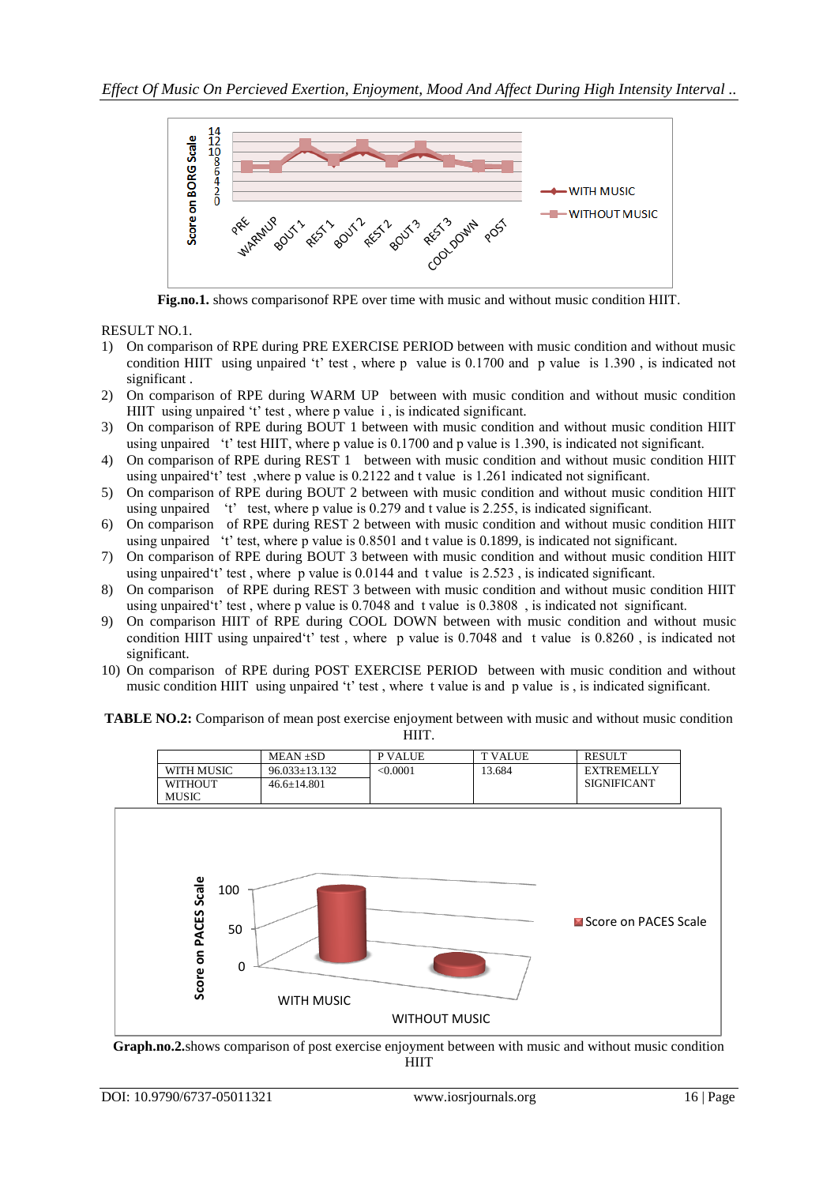Fig.no.1. shows comparisonof RPE over time with music and without music condition HIIT.

RESULT NO.1.

1) On comparison of RPE during PRE EXERCISE PERIOD between with music condition and without music condition HIIT using unpaired 't' test , where p value is 0.1700 and p value is 1.390 , is indicated not significant .
2) On comparison of RPE during WARM UP between with music condition and without music condition HIIT using unpaired 't' test , where p value i , is indicated significant.
3) On comparison of RPE during BOUT 1 between with music condition and without music condition HIIT using unpaired 't' test HIIT, where p value is 0.1700 and p value is 1.390, is indicated not significant.
4) On comparison of RPE during REST 1 between with music condition and without music condition HIIT using unpaired't' test ,where p value is 0.2122 and t value is 1.261 indicated not significant.
5) On comparison of RPE during BOUT 2 between with music condition and without music condition HIIT using unpaired 't' test, where p value is 0.279 and t value is 2.255, is indicated significant.
6) On comparison of RPE during REST 2 between with music condition and without music condition HIIT using unpaired 't' test, where p value is 0.8501 and t value is 0.1899, is indicated not significant.
7) On comparison of RPE during BOUT 3 between with music condition and without music condition HIIT using unpaired't' test , where p value is 0.0144 and t value is 2.523 , is indicated significant.
8) On comparison of RPE during REST 3 between with music condition and without music condition HIIT using unpaired't' test , where p value is 0.7048 and t value is 0.3808 , is indicated not significant.
9) On comparison HIIT of RPE during COOL DOWN between with music condition and without music condition HIIT using unpaired't' test , where p value is 0.7048 and t value is 0.8260 , is indicated not significant.
10) On comparison of RPE during POST EXERCISE PERIOD between with music condition and without music condition HIIT using unpaired 't' test , where t value is and p value is , is indicated significant.

**TABLE NO.2:** Comparison of mean post exercise enjoyment between with music and without music condition HIIT.

| | MEAN ±SD | P VALUE | T VALUE | RESULT |
|---|---|---|---|---|
| WITH MUSIC | 96.033±13.132 | <0.0001 | 13.684 | EXTREMELLY SIGNIFICANT |
| WITHOUT MUSIC | 46.6±14.801 | | | |

**Graph.no.2.**shows comparison of post exercise enjoyment between with music and without music condition HIIT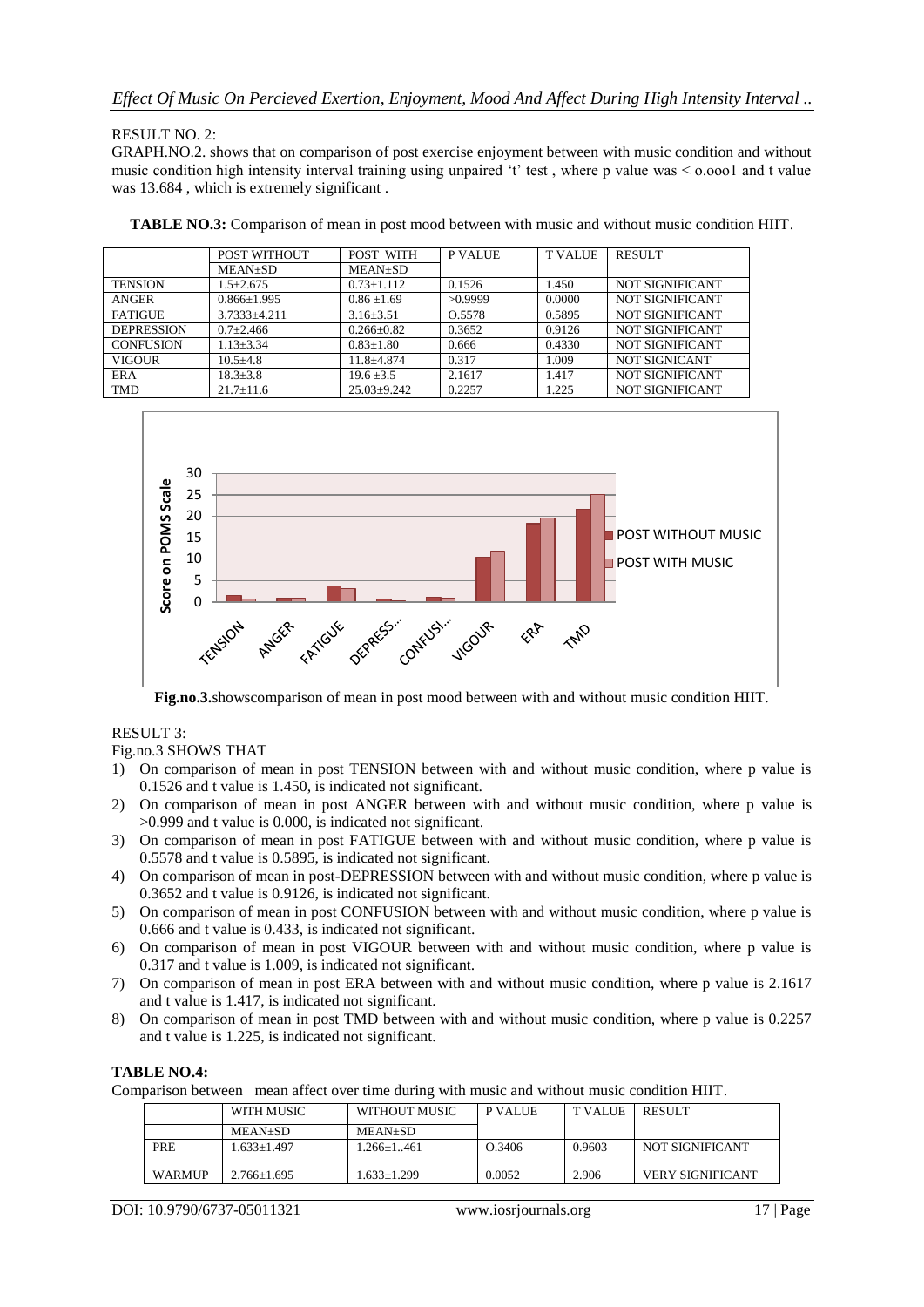RESULT NO. 2:

GRAPH.NO.2. shows that on comparison of post exercise enjoyment between with music condition and without music condition high intensity interval training using unpaired 't' test , where p value was < o.ooo1 and t value was 13.684 , which is extremely significant .

**TABLE NO.3:** Comparison of mean in post mood between with music and without music condition HIIT.

| | POST WITHOUT MEAN±SD | POST WITH MEAN±SD | P VALUE | T VALUE | RESULT |
|---|---|---|---|---|---|
| TENSION | 1.5±2.675 | 0.73±1.112 | 0.1526 | 1.450 | NOT SIGNIFICANT |
| ANGER | 0.866±1.995 | 0.86 ±1.69 | >0.9999 | 0.0000 | NOT SIGNIFICANT |
| FATIGUE | 3.7333±4.211 | 3.16±3.51 | O.5578 | 0.5895 | NOT SIGNIFICANT |
| DEPRESSION | 0.7±2.466 | 0.266±0.82 | 0.3652 | 0.9126 | NOT SIGNIFICANT |
| CONFUSION | 1.13±3.34 | 0.83±1.80 | 0.666 | 0.4330 | NOT SIGNIFICANT |
| VIGOUR | 10.5±4.8 | 11.8±4.874 | 0.317 | 1.009 | NOT SIGNICANT |
| ERA | 18.3±3.8 | 19.6 ±3.5 | 2.1617 | 1.417 | NOT SIGNIFICANT |
| TMD | 21.7±11.6 | 25.03±9.242 | 0.2257 | 1.225 | NOT SIGNIFICANT |

**Fig.no.3.**showscomparison of mean in post mood between with and without music condition HIIT.

RESULT 3:

Fig.no.3 SHOWS THAT

1) On comparison of mean in post TENSION between with and without music condition, where p value is 0.1526 and t value is 1.450, is indicated not significant.
2) On comparison of mean in post ANGER between with and without music condition, where p value is >0.999 and t value is 0.000, is indicated not significant.
3) On comparison of mean in post FATIGUE between with and without music condition, where p value is 0.5578 and t value is 0.5895, is indicated not significant.
4) On comparison of mean in post-DEPRESSION between with and without music condition, where p value is 0.3652 and t value is 0.9126, is indicated not significant.
5) On comparison of mean in post CONFUSION between with and without music condition, where p value is 0.666 and t value is 0.433, is indicated not significant.
6) On comparison of mean in post VIGOUR between with and without music condition, where p value is 0.317 and t value is 1.009, is indicated not significant.
7) On comparison of mean in post ERA between with and without music condition, where p value is 2.1617 and t value is 1.417, is indicated not significant.
8) On comparison of mean in post TMD between with and without music condition, where p value is 0.2257 and t value is 1.225, is indicated not significant.

**TABLE NO.4:**

Comparison between mean affect over time during with music and without music condition HIIT.

| | WITH MUSIC MEAN±SD | WITHOUT MUSIC MEAN±SD | P VALUE | T VALUE | RESULT |
|---|---|---|---|---|---|
| PRE | 1.633±1.497 | 1.266±1..461 | O.3406 | 0.9603 | NOT SIGNIFICANT |
| WARMUP | 2.766±1.695 | 1.633±1.299 | 0.0052 | 2.906 | VERY SIGNIFICANT |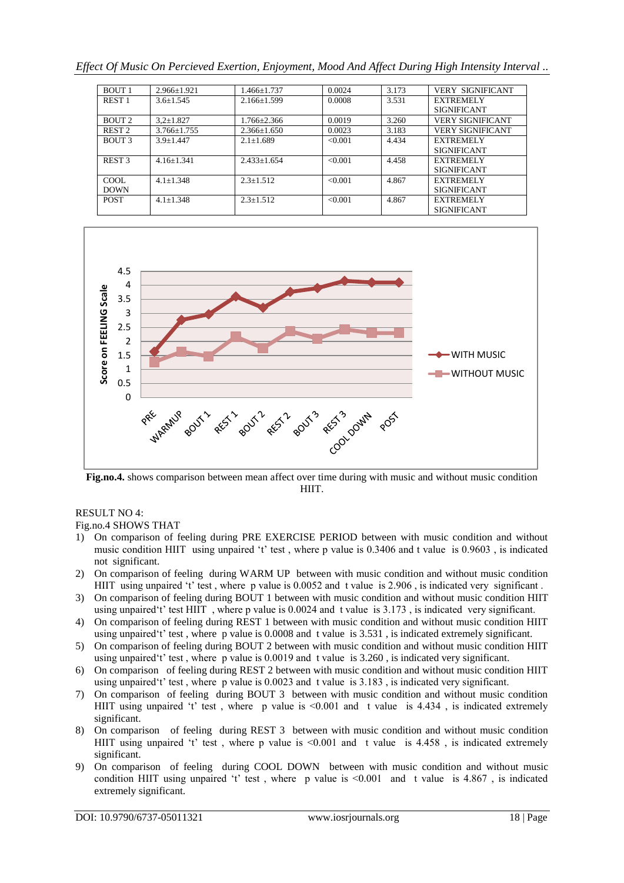| BOUT 1 | 2.966±1.921 | 1.466±1.737 | 0.0024 | 3.173 | VERY SIGNIFICANT |
|---|---|---|---|---|---|
| REST 1 | 3.6±1.545 | 2.166±1.599 | 0.0008 | 3.531 | EXTREMELY SIGNIFICANT |
| BOUT 2 | 3,2±1.827 | 1.766±2.366 | 0.0019 | 3.260 | VERY SIGNIFICANT |
| REST 2 | 3.766±1.755 | 2.366±1.650 | 0.0023 | 3.183 | VERY SIGNIFICANT |
| BOUT 3 | 3.9±1.447 | 2.1±1.689 | <0.001 | 4.434 | EXTREMELY SIGNIFICANT |
| REST 3 | 4.16±1.341 | 2.433±1.654 | <0.001 | 4.458 | EXTREMELY SIGNIFICANT |
| COOL DOWN | 4.1±1.348 | 2.3±1.512 | <0.001 | 4.867 | EXTREMELY SIGNIFICANT |
| POST | 4.1±1.348 | 2.3±1.512 | <0.001 | 4.867 | EXTREMELY SIGNIFICANT |

**Fig.no.4.** shows comparison between mean affect over time during with music and without music condition HIIT.

RESULT NO 4:

Fig.no.4 SHOWS THAT

1) On comparison of feeling during PRE EXERCISE PERIOD between with music condition and without music condition HIIT using unpaired 't' test , where p value is 0.3406 and t value is 0.9603 , is indicated not significant.
2) On comparison of feeling during WARM UP between with music condition and without music condition HIIT using unpaired 't' test , where p value is 0.0052 and t value is 2.906 , is indicated very significant .
3) On comparison of feeling during BOUT 1 between with music condition and without music condition HIIT using unpaired't' test HIIT , where p value is 0.0024 and t value is 3.173 , is indicated very significant.
4) On comparison of feeling during REST 1 between with music condition and without music condition HIIT using unpaired't' test , where p value is 0.0008 and t value is 3.531 , is indicated extremely significant.
5) On comparison of feeling during BOUT 2 between with music condition and without music condition HIIT using unpaired't' test , where p value is 0.0019 and t value is 3.260 , is indicated very significant.
6) On comparison of feeling during REST 2 between with music condition and without music condition HIIT using unpaired't' test , where p value is 0.0023 and t value is 3.183 , is indicated very significant.
7) On comparison of feeling during BOUT 3 between with music condition and without music condition HIIT using unpaired 't' test , where p value is <0.001 and t value is 4.434 , is indicated extremely significant.
8) On comparison of feeling during REST 3 between with music condition and without music condition HIIT using unpaired 't' test , where p value is <0.001 and t value is 4.458 , is indicated extremely significant.
9) On comparison of feeling during COOL DOWN between with music condition and without music condition HIIT using unpaired 't' test , where p value is <0.001 and t value is 4.867 , is indicated extremely significant.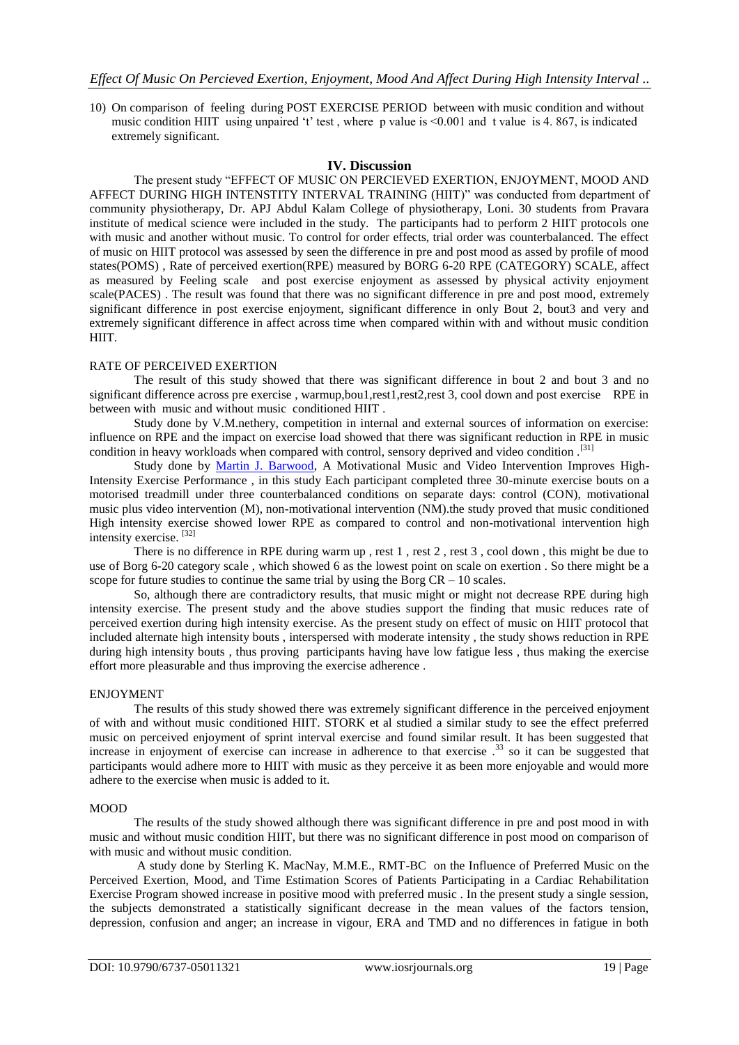10) On comparison of feeling during POST EXERCISE PERIOD between with music condition and without music condition HIIT using unpaired 't' test , where p value is <0.001 and t value is 4. 867, is indicated extremely significant.

## IV. Discussion

The present study "EFFECT OF MUSIC ON PERCIEVED EXERTION, ENJOYMENT, MOOD AND AFFECT DURING HIGH INTENSTITY INTERVAL TRAINING (HIIT)" was conducted from department of community physiotherapy, Dr. APJ Abdul Kalam College of physiotherapy, Loni. 30 students from Pravara institute of medical science were included in the study. The participants had to perform 2 HIIT protocols one with music and another without music. To control for order effects, trial order was counterbalanced. The effect of music on HIIT protocol was assessed by seen the difference in pre and post mood as assed by profile of mood states(POMS) , Rate of perceived exertion(RPE) measured by BORG 6-20 RPE (CATEGORY) SCALE, affect as measured by Feeling scale and post exercise enjoyment as assessed by physical activity enjoyment scale(PACES) . The result was found that there was no significant difference in pre and post mood, extremely significant difference in post exercise enjoyment, significant difference in only Bout 2, bout3 and very and extremely significant difference in affect across time when compared within with and without music condition HIIT.

### RATE OF PERCEIVED EXERTION

The result of this study showed that there was significant difference in bout 2 and bout 3 and no significant difference across pre exercise , warmup,bou1,rest1,rest2,rest 3, cool down and post exercise RPE in between with music and without music conditioned HIIT .

Study done by V.M.nethery, competition in internal and external sources of information on exercise: influence on RPE and the impact on exercise load showed that there was significant reduction in RPE in music condition in heavy workloads when compared with control, sensory deprived and video condition .[31]

Study done by Martin J. Barwood, A Motivational Music and Video Intervention Improves High-Intensity Exercise Performance , in this study Each participant completed three 30-minute exercise bouts on a motorised treadmill under three counterbalanced conditions on separate days: control (CON), motivational music plus video intervention (M), non-motivational intervention (NM).the study proved that music conditioned High intensity exercise showed lower RPE as compared to control and non-motivational intervention high intensity exercise. [32]

There is no difference in RPE during warm up , rest 1 , rest 2 , rest 3 , cool down , this might be due to use of Borg 6-20 category scale , which showed 6 as the lowest point on scale on exertion . So there might be a scope for future studies to continue the same trial by using the Borg CR – 10 scales.

So, although there are contradictory results, that music might or might not decrease RPE during high intensity exercise. The present study and the above studies support the finding that music reduces rate of perceived exertion during high intensity exercise. As the present study on effect of music on HIIT protocol that included alternate high intensity bouts , interspersed with moderate intensity , the study shows reduction in RPE during high intensity bouts , thus proving participants having have low fatigue less , thus making the exercise effort more pleasurable and thus improving the exercise adherence .

### ENJOYMENT

The results of this study showed there was extremely significant difference in the perceived enjoyment of with and without music conditioned HIIT. STORK et al studied a similar study to see the effect preferred music on perceived enjoyment of sprint interval exercise and found similar result. It has been suggested that increase in enjoyment of exercise can increase in adherence to that exercise .[33] so it can be suggested that participants would adhere more to HIIT with music as they perceive it as been more enjoyable and would more adhere to the exercise when music is added to it.

### MOOD

The results of the study showed although there was significant difference in pre and post mood in with music and without music condition HIIT, but there was no significant difference in post mood on comparison of with music and without music condition.

A study done by Sterling K. MacNay, M.M.E., RMT-BC on the Influence of Preferred Music on the Perceived Exertion, Mood, and Time Estimation Scores of Patients Participating in a Cardiac Rehabilitation Exercise Program showed increase in positive mood with preferred music . In the present study a single session, the subjects demonstrated a statistically significant decrease in the mean values of the factors tension, depression, confusion and anger; an increase in vigour, ERA and TMD and no differences in fatigue in both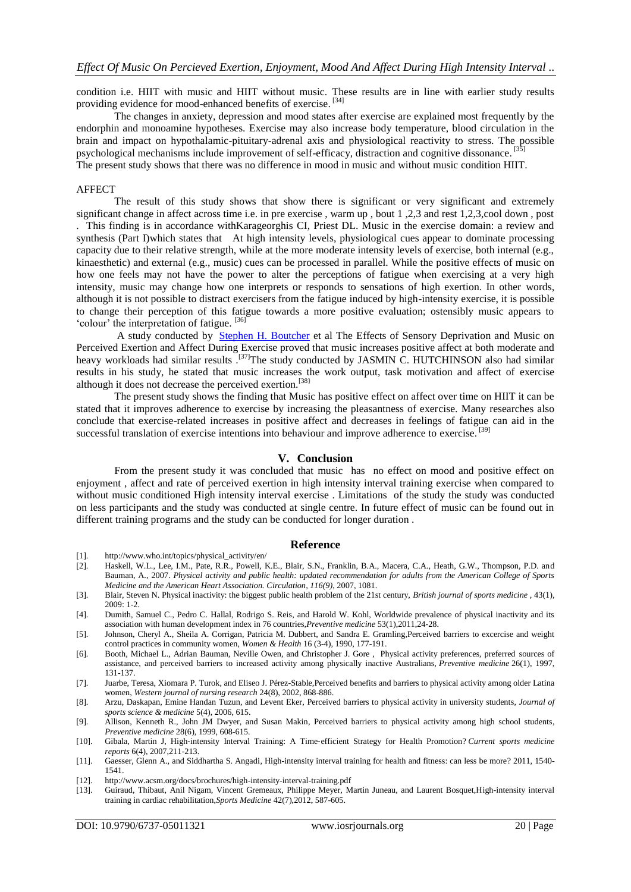condition i.e. HIIT with music and HIIT without music. These results are in line with earlier study results providing evidence for mood-enhanced benefits of exercise. [34]

The changes in anxiety, depression and mood states after exercise are explained most frequently by the endorphin and monoamine hypotheses. Exercise may also increase body temperature, blood circulation in the brain and impact on hypothalamic-pituitary-adrenal axis and physiological reactivity to stress. The possible psychological mechanisms include improvement of self-efficacy, distraction and cognitive dissonance. [35]

The present study shows that there was no difference in mood in music and without music condition HIIT.

AFFECT

The result of this study shows that show there is significant or very significant and extremely significant change in affect across time i.e. in pre exercise , warm up , bout 1 ,2,3 and rest 1,2,3,cool down , post . This finding is in accordance withKarageorghis CI, Priest DL. Music in the exercise domain: a review and synthesis (Part I)which states that At high intensity levels, physiological cues appear to dominate processing capacity due to their relative strength, while at the more moderate intensity levels of exercise, both internal (e.g., kinaesthetic) and external (e.g., music) cues can be processed in parallel. While the positive effects of music on how one feels may not have the power to alter the perceptions of fatigue when exercising at a very high intensity, music may change how one interprets or responds to sensations of high exertion. In other words, although it is not possible to distract exercisers from the fatigue induced by high-intensity exercise, it is possible to change their perception of this fatigue towards a more positive evaluation; ostensibly music appears to 'colour' the interpretation of fatigue. [36]

A study conducted by Stephen H. Boutcher et al The Effects of Sensory Deprivation and Music on Perceived Exertion and Affect During Exercise proved that music increases positive affect at both moderate and heavy workloads had similar results .[37]The study conducted by JASMIN C. HUTCHINSON also had similar results in his study, he stated that music increases the work output, task motivation and affect of exercise although it does not decrease the perceived exertion.[38]

The present study shows the finding that Music has positive effect on affect over time on HIIT it can be stated that it improves adherence to exercise by increasing the pleasantness of exercise. Many researches also conclude that exercise-related increases in positive affect and decreases in feelings of fatigue can aid in the successful translation of exercise intentions into behaviour and improve adherence to exercise. [39]

## V. Conclusion

From the present study it was concluded that music has no effect on mood and positive effect on enjoyment , affect and rate of perceived exertion in high intensity interval training exercise when compared to without music conditioned High intensity interval exercise . Limitations of the study the study was conducted on less participants and the study was conducted at single centre. In future effect of music can be found out in different training programs and the study can be conducted for longer duration .

## Reference

[1]. http://www.who.int/topics/physical_activity/en/

[2]. Haskell, W.L., Lee, I.M., Pate, R.R., Powell, K.E., Blair, S.N., Franklin, B.A., Macera, C.A., Heath, G.W., Thompson, P.D. and Bauman, A., 2007. *Physical activity and public health: updated recommendation for adults from the American College of Sports Medicine and the American Heart Association. Circulation, 116(9)*, 2007, 1081.

[3]. Blair, Steven N. Physical inactivity: the biggest public health problem of the 21st century, *British journal of sports medicine* , 43(1), 2009: 1-2.

[4]. Dumith, Samuel C., Pedro C. Hallal, Rodrigo S. Reis, and Harold W. Kohl, Worldwide prevalence of physical inactivity and its association with human development index in 76 countries,*Preventive medicine* 53(1),2011,24-28.

[5]. Johnson, Cheryl A., Sheila A. Corrigan, Patricia M. Dubbert, and Sandra E. Gramling,Perceived barriers to excercise and weight control practices in community women, *Women & Health* 16 (3-4), 1990, 177-191.

[6]. Booth, Michael L., Adrian Bauman, Neville Owen, and Christopher J. Gore , Physical activity preferences, preferred sources of assistance, and perceived barriers to increased activity among physically inactive Australians, *Preventive medicine* 26(1), 1997, 131-137.

[7]. Juarbe, Teresa, Xiomara P. Turok, and Eliseo J. Pérez-Stable,Perceived benefits and barriers to physical activity among older Latina women, *Western journal of nursing research* 24(8), 2002, 868-886.

[8]. Arzu, Daskapan, Emine Handan Tuzun, and Levent Eker, Perceived barriers to physical activity in university students, *Journal of sports science & medicine* 5(4), 2006, 615.

[9]. Allison, Kenneth R., John JM Dwyer, and Susan Makin, Perceived barriers to physical activity among high school students, *Preventive medicine* 28(6), 1999, 608-615.

[10]. Gibala, Martin J, High-intensity Interval Training: A Time-efficient Strategy for Health Promotion? *Current sports medicine reports* 6(4), 2007,211-213.

[11]. Gaesser, Glenn A., and Siddhartha S. Angadi, High-intensity interval training for health and fitness: can less be more? 2011, 1540-1541.

[12]. http://www.acsm.org/docs/brochures/high-intensity-interval-training.pdf

[13]. Guiraud, Thibaut, Anil Nigam, Vincent Gremeaux, Philippe Meyer, Martin Juneau, and Laurent Bosquet,High-intensity interval training in cardiac rehabilitation,*Sports Medicine* 42(7),2012, 587-605.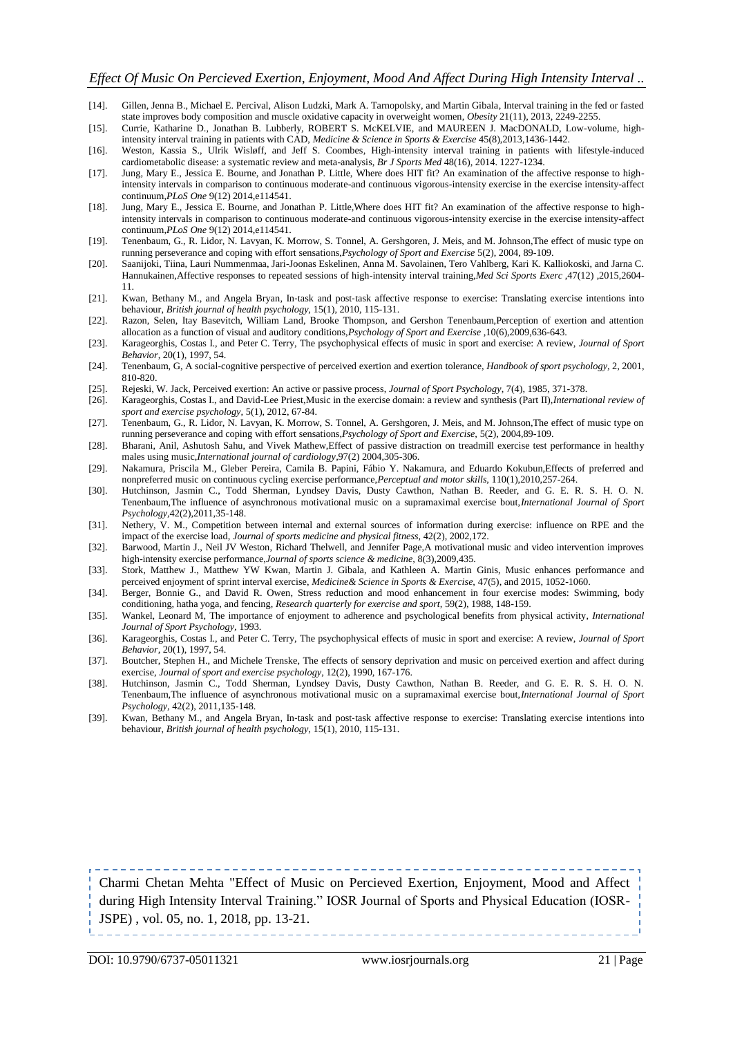[14]. Gillen, Jenna B., Michael E. Percival, Alison Ludzki, Mark A. Tarnopolsky, and Martin Gibala, Interval training in the fed or fasted state improves body composition and muscle oxidative capacity in overweight women, *Obesity* 21(11), 2013, 2249-2255.

[15]. Currie, Katharine D., Jonathan B. Lubberly, ROBERT S. McKELVIE, and MAUREEN J. MacDONALD, Low-volume, high-intensity interval training in patients with CAD, *Medicine & Science in Sports & Exercise* 45(8),2013,1436-1442.

[16]. Weston, Kassia S., Ulrik Wisløff, and Jeff S. Coombes, High-intensity interval training in patients with lifestyle-induced cardiometabolic disease: a systematic review and meta-analysis, *Br J Sports Med* 48(16), 2014. 1227-1234.

[17]. Jung, Mary E., Jessica E. Bourne, and Jonathan P. Little, Where does HIT fit? An examination of the affective response to high-intensity intervals in comparison to continuous moderate-and continuous vigorous-intensity exercise in the exercise intensity-affect continuum,*PLoS One* 9(12) 2014,e114541.

[18]. Jung, Mary E., Jessica E. Bourne, and Jonathan P. Little,Where does HIT fit? An examination of the affective response to high-intensity intervals in comparison to continuous moderate-and continuous vigorous-intensity exercise in the exercise intensity-affect continuum,*PLoS One* 9(12) 2014,e114541.

[19]. Tenenbaum, G., R. Lidor, N. Lavyan, K. Morrow, S. Tonnel, A. Gershgoren, J. Meis, and M. Johnson,The effect of music type on running perseverance and coping with effort sensations,*Psychology of Sport and Exercise* 5(2), 2004, 89-109.

[20]. Saanijoki, Tiina, Lauri Nummenmaa, Jari-Joonas Eskelinen, Anna M. Savolainen, Tero Vahlberg, Kari K. Kalliokoski, and Jarna C. Hannukainen,Affective responses to repeated sessions of high-intensity interval training,*Med Sci Sports Exerc* ,47(12) ,2015,2604-11.

[21]. Kwan, Bethany M., and Angela Bryan, In-task and post-task affective response to exercise: Translating exercise intentions into behaviour, *British journal of health psychology*, 15(1), 2010, 115-131.

[22]. Razon, Selen, Itay Basevitch, William Land, Brooke Thompson, and Gershon Tenenbaum,Perception of exertion and attention allocation as a function of visual and auditory conditions,*Psychology of Sport and Exercise* ,10(6),2009,636-643.

[23]. Karageorghis, Costas I., and Peter C. Terry, The psychophysical effects of music in sport and exercise: A review, *Journal of Sport Behavior,* 20(1), 1997, 54.

[24]. Tenenbaum, G, A social-cognitive perspective of perceived exertion and exertion tolerance, *Handbook of sport psychology*, 2, 2001, 810-820.

[25]. Rejeski, W. Jack, Perceived exertion: An active or passive process, *Journal of Sport Psychology*, 7(4), 1985, 371-378.

[26]. Karageorghis, Costas I., and David-Lee Priest,Music in the exercise domain: a review and synthesis (Part II),*International review of sport and exercise psychology,* 5(1), 2012, 67-84.

[27]. Tenenbaum, G., R. Lidor, N. Lavyan, K. Morrow, S. Tonnel, A. Gershgoren, J. Meis, and M. Johnson,The effect of music type on running perseverance and coping with effort sensations,*Psychology of Sport and Exercise*, 5(2), 2004,89-109.

[28]. Bharani, Anil, Ashutosh Sahu, and Vivek Mathew,Effect of passive distraction on treadmill exercise test performance in healthy males using music,*International journal of cardiology*,97(2) 2004,305-306.

[29]. Nakamura, Priscila M., Gleber Pereira, Camila B. Papini, Fábio Y. Nakamura, and Eduardo Kokubun,Effects of preferred and nonpreferred music on continuous cycling exercise performance,*Perceptual and motor skills*, 110(1),2010,257-264.

[30]. Hutchinson, Jasmin C., Todd Sherman, Lyndsey Davis, Dusty Cawthon, Nathan B. Reeder, and G. E. R. S. H. O. N. Tenenbaum,The influence of asynchronous motivational music on a supramaximal exercise bout,*International Journal of Sport Psychology*,42(2),2011,35-148.

[31]. Nethery, V. M., Competition between internal and external sources of information during exercise: influence on RPE and the impact of the exercise load, *Journal of sports medicine and physical fitness,* 42(2), 2002,172.

[32]. Barwood, Martin J., Neil JV Weston, Richard Thelwell, and Jennifer Page,A motivational music and video intervention improves high-intensity exercise performance,*Journal of sports science & medicine*, 8(3),2009,435.

[33]. Stork, Matthew J., Matthew YW Kwan, Martin J. Gibala, and Kathleen A. Martin Ginis, Music enhances performance and perceived enjoyment of sprint interval exercise, *Medicine& Science in Sports & Exercise*, 47(5), and 2015, 1052-1060.

[34]. Berger, Bonnie G., and David R. Owen, Stress reduction and mood enhancement in four exercise modes: Swimming, body conditioning, hatha yoga, and fencing, *Research quarterly for exercise and sport*, 59(2), 1988, 148-159.

[35]. Wankel, Leonard M, The importance of enjoyment to adherence and psychological benefits from physical activity, *International Journal of Sport Psychology*, 1993.

[36]. Karageorghis, Costas I., and Peter C. Terry, The psychophysical effects of music in sport and exercise: A review, *Journal of Sport Behavior,* 20(1), 1997, 54.

[37]. Boutcher, Stephen H., and Michele Trenske, The effects of sensory deprivation and music on perceived exertion and affect during exercise, *Journal of sport and exercise psychology*, 12(2), 1990, 167-176.

[38]. Hutchinson, Jasmin C., Todd Sherman, Lyndsey Davis, Dusty Cawthon, Nathan B. Reeder, and G. E. R. S. H. O. N. Tenenbaum,The influence of asynchronous motivational music on a supramaximal exercise bout,*International Journal of Sport Psychology*, 42(2), 2011,135-148.

[39]. Kwan, Bethany M., and Angela Bryan, In-task and post-task affective response to exercise: Translating exercise intentions into behaviour, *British journal of health psychology*, 15(1), 2010, 115-131.

Charmi Chetan Mehta "Effect of Music on Percieved Exertion, Enjoyment, Mood and Affect during High Intensity Interval Training." IOSR Journal of Sports and Physical Education (IOSR-JSPE) , vol. 05, no. 1, 2018, pp. 13-21.